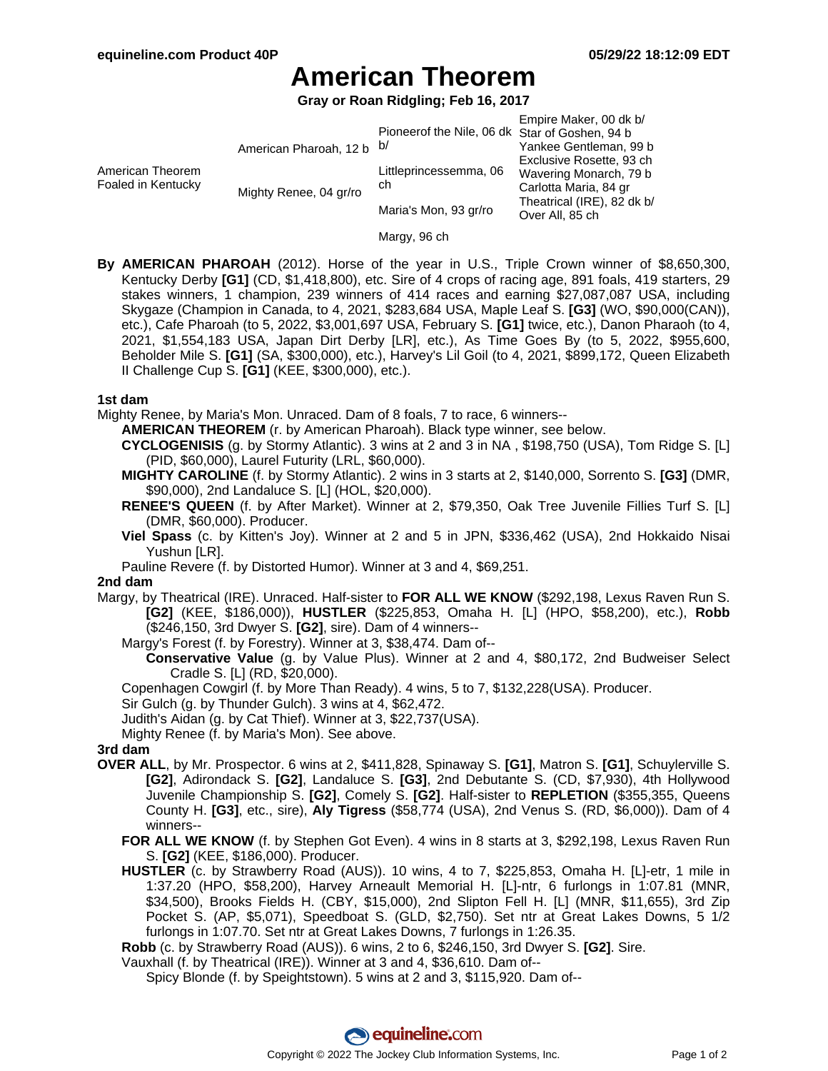# American Theorem

**Gray or Roan Ridgling; Feb 16, 2017**

| | | | |
|---|---|---|---|
| American Theorem Foaled in Kentucky | American Pharoah, 12 b | Pioneerof the Nile, 06 dk b/ | Empire Maker, 00 dk b/ |
| | | | Star of Goshen, 94 b |
| | | Littleprincessemma, 06 ch | Yankee Gentleman, 99 b |
| | | | Exclusive Rosette, 93 ch |
| | Mighty Renee, 04 gr/ro | Maria's Mon, 93 gr/ro | Wavering Monarch, 79 b |
| | | | Carlotta Maria, 84 gr |
| | | Margy, 96 ch | Theatrical (IRE), 82 dk b/ |
| | | | Over All, 85 ch |

**By AMERICAN PHAROAH** (2012). Horse of the year in U.S., Triple Crown winner of $8,650,300, Kentucky Derby **[G1]** (CD, $1,418,800), etc. Sire of 4 crops of racing age, 891 foals, 419 starters, 29 stakes winners, 1 champion, 239 winners of 414 races and earning $27,087,087 USA, including Skygaze (Champion in Canada, to 4, 2021, $283,684 USA, Maple Leaf S. **[G3]** (WO, $90,000(CAN)), etc.), Cafe Pharoah (to 5, 2022, $3,001,697 USA, February S. **[G1]** twice, etc.), Danon Pharaoh (to 4, 2021, $1,554,183 USA, Japan Dirt Derby [LR], etc.), As Time Goes By (to 5, 2022, $955,600, Beholder Mile S. **[G1]** (SA, $300,000), etc.), Harvey's Lil Goil (to 4, 2021, $899,172, Queen Elizabeth II Challenge Cup S. **[G1]** (KEE, $300,000), etc.).

### 1st dam

Mighty Renee, by Maria's Mon. Unraced. Dam of 8 foals, 7 to race, 6 winners--

- **AMERICAN THEOREM** (r. by American Pharoah). Black type winner, see below.
- **CYCLOGENISIS** (g. by Stormy Atlantic). 3 wins at 2 and 3 in NA , $198,750 (USA), Tom Ridge S. [L] (PID, $60,000), Laurel Futurity (LRL, $60,000).
- **MIGHTY CAROLINE** (f. by Stormy Atlantic). 2 wins in 3 starts at 2, $140,000, Sorrento S. **[G3]** (DMR, $90,000), 2nd Landaluce S. [L] (HOL, $20,000).
- **RENEE'S QUEEN** (f. by After Market). Winner at 2, $79,350, Oak Tree Juvenile Fillies Turf S. [L] (DMR, $60,000). Producer.
- **Viel Spass** (c. by Kitten's Joy). Winner at 2 and 5 in JPN, $336,462 (USA), 2nd Hokkaido Nisai Yushun [LR].
- Pauline Revere (f. by Distorted Humor). Winner at 3 and 4, $69,251.

### 2nd dam

Margy, by Theatrical (IRE). Unraced. Half-sister to **FOR ALL WE KNOW** ($292,198, Lexus Raven Run S. **[G2]** (KEE, $186,000)), **HUSTLER** ($225,853, Omaha H. [L] (HPO, $58,200), etc.), **Robb** ($246,150, 3rd Dwyer S. **[G2]**, sire). Dam of 4 winners--

- Margy's Forest (f. by Forestry). Winner at 3, $38,474. Dam of--
  - **Conservative Value** (g. by Value Plus). Winner at 2 and 4, $80,172, 2nd Budweiser Select Cradle S. [L] (RD, $20,000).
- Copenhagen Cowgirl (f. by More Than Ready). 4 wins, 5 to 7, $132,228(USA). Producer.
- Sir Gulch (g. by Thunder Gulch). 3 wins at 4, $62,472.
- Judith's Aidan (g. by Cat Thief). Winner at 3, $22,737(USA).
- Mighty Renee (f. by Maria's Mon). See above.

### 3rd dam

**OVER ALL**, by Mr. Prospector. 6 wins at 2, $411,828, Spinaway S. **[G1]**, Matron S. **[G1]**, Schuylerville S. **[G2]**, Adirondack S. **[G2]**, Landaluce S. **[G3]**, 2nd Debutante S. (CD, $7,930), 4th Hollywood Juvenile Championship S. **[G2]**, Comely S. **[G2]**. Half-sister to **REPLETION** ($355,355, Queens County H. **[G3]**, etc., sire), **Aly Tigress** ($58,774 (USA), 2nd Venus S. (RD, $6,000)). Dam of 4 winners--

- **FOR ALL WE KNOW** (f. by Stephen Got Even). 4 wins in 8 starts at 3, $292,198, Lexus Raven Run S. **[G2]** (KEE, $186,000). Producer.
- **HUSTLER** (c. by Strawberry Road (AUS)). 10 wins, 4 to 7, $225,853, Omaha H. [L]-etr, 1 mile in 1:37.20 (HPO, $58,200), Harvey Arneault Memorial H. [L]-ntr, 6 furlongs in 1:07.81 (MNR, $34,500), Brooks Fields H. (CBY, $15,000), 2nd Slipton Fell H. [L] (MNR, $11,655), 3rd Zip Pocket S. (AP, $5,071), Speedboat S. (GLD, $2,750). Set ntr at Great Lakes Downs, 5 1/2 furlongs in 1:07.70. Set ntr at Great Lakes Downs, 7 furlongs in 1:26.35.
- **Robb** (c. by Strawberry Road (AUS)). 6 wins, 2 to 6, $246,150, 3rd Dwyer S. **[G2]**. Sire.
- Vauxhall (f. by Theatrical (IRE)). Winner at 3 and 4, $36,610. Dam of--
  - Spicy Blonde (f. by Speightstown). 5 wins at 2 and 3, $115,920. Dam of--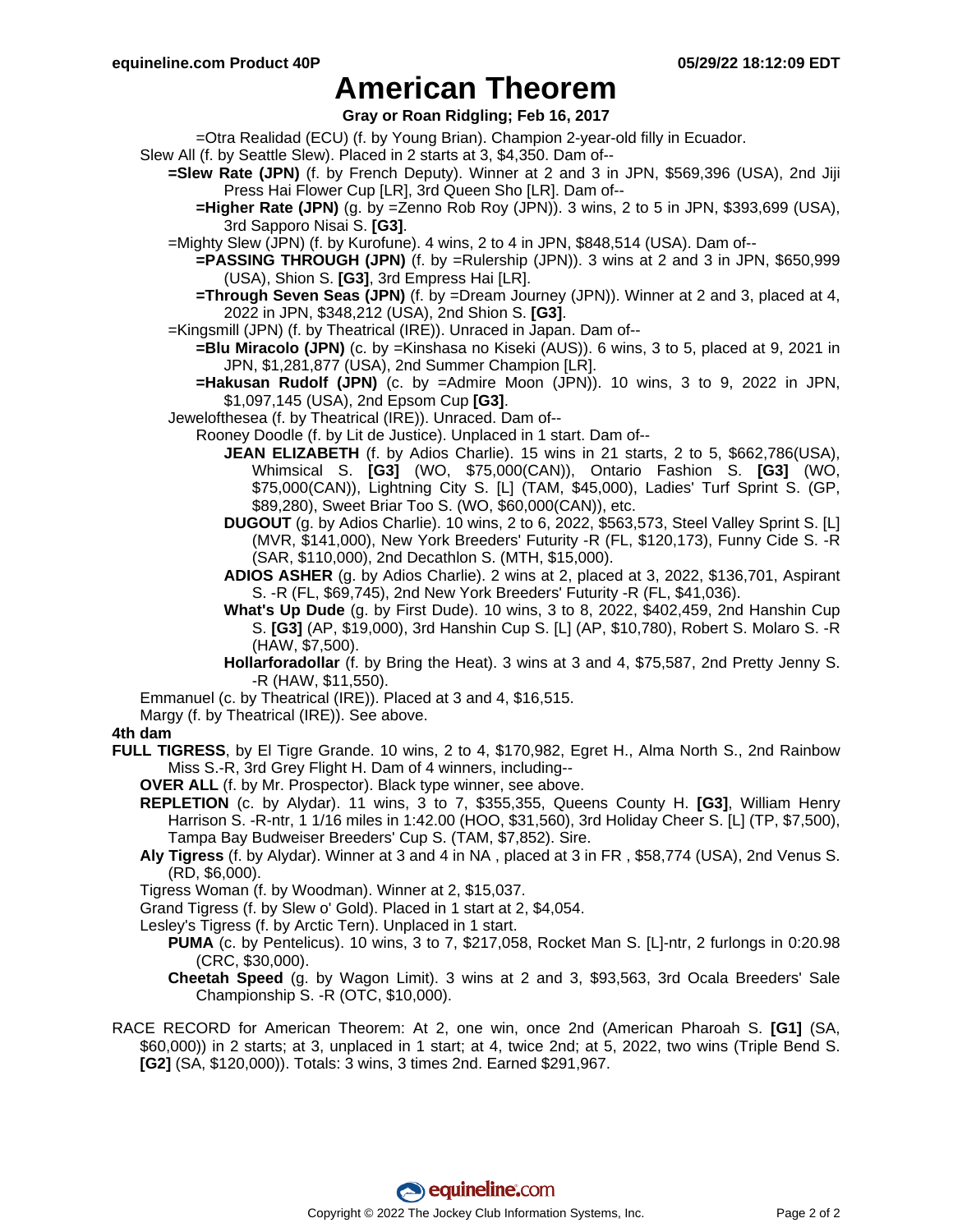# American Theorem

**Gray or Roan Ridgling; Feb 16, 2017**

=Otra Realidad (ECU) (f. by Young Brian). Champion 2-year-old filly in Ecuador.

Slew All (f. by Seattle Slew). Placed in 2 starts at 3, $4,350. Dam of--

**=Slew Rate (JPN)** (f. by French Deputy). Winner at 2 and 3 in JPN, $569,396 (USA), 2nd Jiji Press Hai Flower Cup [LR], 3rd Queen Sho [LR]. Dam of--

**=Higher Rate (JPN)** (g. by =Zenno Rob Roy (JPN)). 3 wins, 2 to 5 in JPN, $393,699 (USA), 3rd Sapporo Nisai S. **[G3]**.

=Mighty Slew (JPN) (f. by Kurofune). 4 wins, 2 to 4 in JPN, $848,514 (USA). Dam of--

**=PASSING THROUGH (JPN)** (f. by =Rulership (JPN)). 3 wins at 2 and 3 in JPN, $650,999 (USA), Shion S. **[G3]**, 3rd Empress Hai [LR].

**=Through Seven Seas (JPN)** (f. by =Dream Journey (JPN)). Winner at 2 and 3, placed at 4, 2022 in JPN, $348,212 (USA), 2nd Shion S. **[G3]**.

=Kingsmill (JPN) (f. by Theatrical (IRE)). Unraced in Japan. Dam of--

**=Blu Miracolo (JPN)** (c. by =Kinshasa no Kiseki (AUS)). 6 wins, 3 to 5, placed at 9, 2021 in JPN, $1,281,877 (USA), 2nd Summer Champion [LR].

**=Hakusan Rudolf (JPN)** (c. by =Admire Moon (JPN)). 10 wins, 3 to 9, 2022 in JPN, $1,097,145 (USA), 2nd Epsom Cup **[G3]**.

Jewelofthesea (f. by Theatrical (IRE)). Unraced. Dam of--

Rooney Doodle (f. by Lit de Justice). Unplaced in 1 start. Dam of--

**JEAN ELIZABETH** (f. by Adios Charlie). 15 wins in 21 starts, 2 to 5, $662,786(USA), Whimsical S. **[G3]** (WO, $75,000(CAN)), Ontario Fashion S. **[G3]** (WO, $75,000(CAN)), Lightning City S. [L] (TAM, $45,000), Ladies' Turf Sprint S. (GP, $89,280), Sweet Briar Too S. (WO, $60,000(CAN)), etc.

**DUGOUT** (g. by Adios Charlie). 10 wins, 2 to 6, 2022, $563,573, Steel Valley Sprint S. [L] (MVR, $141,000), New York Breeders' Futurity -R (FL, $120,173), Funny Cide S. -R (SAR, $110,000), 2nd Decathlon S. (MTH, $15,000).

**ADIOS ASHER** (g. by Adios Charlie). 2 wins at 2, placed at 3, 2022, $136,701, Aspirant S. -R (FL, $69,745), 2nd New York Breeders' Futurity -R (FL, $41,036).

**What's Up Dude** (g. by First Dude). 10 wins, 3 to 8, 2022, $402,459, 2nd Hanshin Cup S. **[G3]** (AP, $19,000), 3rd Hanshin Cup S. [L] (AP, $10,780), Robert S. Molaro S. -R (HAW, $7,500).

**Hollarforadollar** (f. by Bring the Heat). 3 wins at 3 and 4, $75,587, 2nd Pretty Jenny S. -R (HAW, $11,550).

Emmanuel (c. by Theatrical (IRE)). Placed at 3 and 4, $16,515.

Margy (f. by Theatrical (IRE)). See above.

**4th dam**

**FULL TIGRESS**, by El Tigre Grande. 10 wins, 2 to 4, $170,982, Egret H., Alma North S., 2nd Rainbow Miss S.-R, 3rd Grey Flight H. Dam of 4 winners, including--

**OVER ALL** (f. by Mr. Prospector). Black type winner, see above.

**REPLETION** (c. by Alydar). 11 wins, 3 to 7, $355,355, Queens County H. **[G3]**, William Henry Harrison S. -R-ntr, 1 1/16 miles in 1:42.00 (HOO, $31,560), 3rd Holiday Cheer S. [L] (TP, $7,500), Tampa Bay Budweiser Breeders' Cup S. (TAM, $7,852). Sire.

**Aly Tigress** (f. by Alydar). Winner at 3 and 4 in NA , placed at 3 in FR , $58,774 (USA), 2nd Venus S. (RD, $6,000).

Tigress Woman (f. by Woodman). Winner at 2, $15,037.

Grand Tigress (f. by Slew o' Gold). Placed in 1 start at 2, $4,054.

Lesley's Tigress (f. by Arctic Tern). Unplaced in 1 start.

**PUMA** (c. by Pentelicus). 10 wins, 3 to 7, $217,058, Rocket Man S. [L]-ntr, 2 furlongs in 0:20.98 (CRC, $30,000).

**Cheetah Speed** (g. by Wagon Limit). 3 wins at 2 and 3, $93,563, 3rd Ocala Breeders' Sale Championship S. -R (OTC, $10,000).

RACE RECORD for American Theorem: At 2, one win, once 2nd (American Pharoah S. **[G1]** (SA, $60,000)) in 2 starts; at 3, unplaced in 1 start; at 4, twice 2nd; at 5, 2022, two wins (Triple Bend S. **[G2]** (SA, $120,000)). Totals: 3 wins, 3 times 2nd. Earned $291,967.